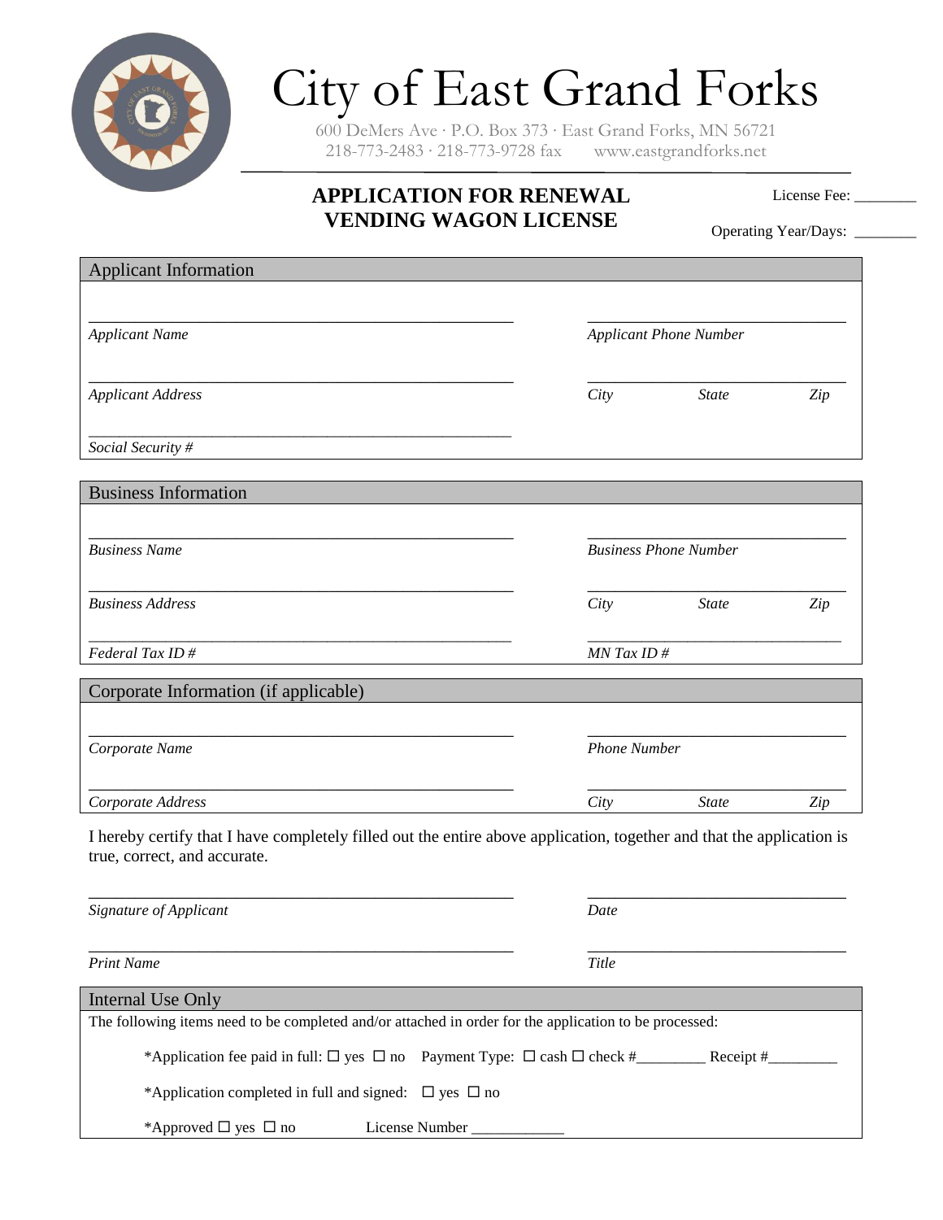# City of East Grand Forks

600 DeMers Ave · P.O. Box 373 · East Grand Forks, MN 56721
218-773-2483 · 218-773-9728 fax www.eastgrandforks.net

## APPLICATION FOR RENEWAL VENDING WAGON LICENSE

License Fee: ________

Operating Year/Days: ________

### Applicant Information

_______________________________________________ _____________________________
*Applicant Name* *Applicant Phone Number*

_______________________________________________ _____________________________
*Applicant Address* *City* *State* *Zip*

_______________________________________________
*Social Security #*

### Business Information

_______________________________________________ _____________________________
*Business Name* *Business Phone Number*

_______________________________________________ _____________________________
*Business Address* *City* *State* *Zip*

_______________________________________________ _____________________________
*Federal Tax ID #* *MN Tax ID #*

### Corporate Information (if applicable)

_______________________________________________ _____________________________
*Corporate Name* *Phone Number*

_______________________________________________ _____________________________
*Corporate Address* *City* *State* *Zip*

I hereby certify that I have completely filled out the entire above application, together and that the application is true, correct, and accurate.

_______________________________________________ _____________________________
*Signature of Applicant* *Date*

_______________________________________________ _____________________________
*Print Name* *Title*

### Internal Use Only

The following items need to be completed and/or attached in order for the application to be processed:

*Application fee paid in full: ☐ yes ☐ no Payment Type: ☐ cash ☐ check #________ Receipt #________

*Application completed in full and signed: ☐ yes ☐ no

*Approved ☐ yes ☐ no License Number ____________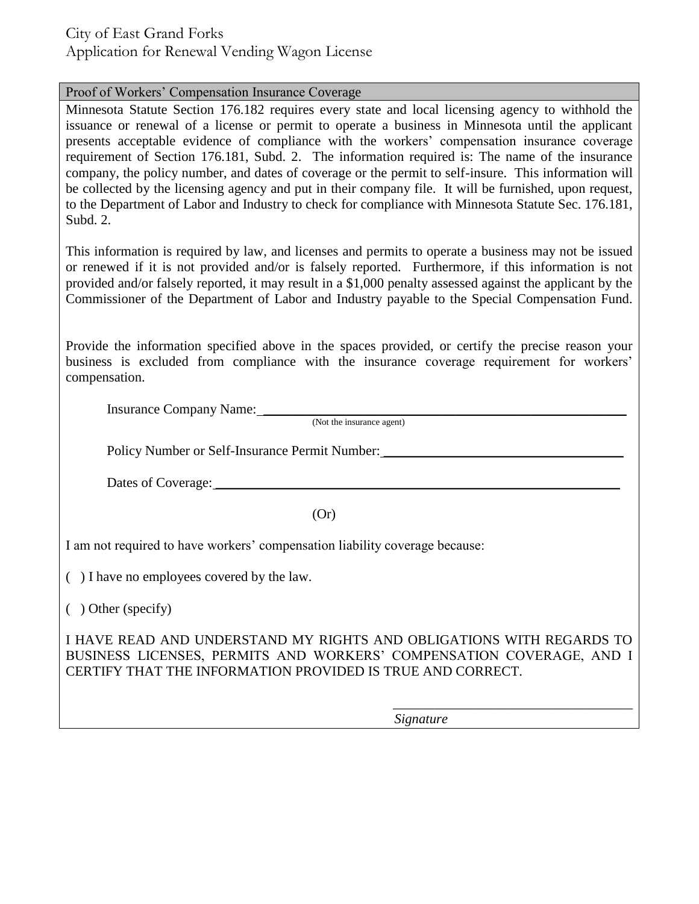City of East Grand Forks
Application for Renewal Vending Wagon License

## Proof of Workers' Compensation Insurance Coverage

Minnesota Statute Section 176.182 requires every state and local licensing agency to withhold the issuance or renewal of a license or permit to operate a business in Minnesota until the applicant presents acceptable evidence of compliance with the workers' compensation insurance coverage requirement of Section 176.181, Subd. 2. The information required is: The name of the insurance company, the policy number, and dates of coverage or the permit to self-insure. This information will be collected by the licensing agency and put in their company file. It will be furnished, upon request, to the Department of Labor and Industry to check for compliance with Minnesota Statute Sec. 176.181, Subd. 2.

This information is required by law, and licenses and permits to operate a business may not be issued or renewed if it is not provided and/or is falsely reported. Furthermore, if this information is not provided and/or falsely reported, it may result in a $1,000 penalty assessed against the applicant by the Commissioner of the Department of Labor and Industry payable to the Special Compensation Fund.

Provide the information specified above in the spaces provided, or certify the precise reason your business is excluded from compliance with the insurance coverage requirement for workers' compensation.

Insurance Company Name: ______________________________________________
(Not the insurance agent)

Policy Number or Self-Insurance Permit Number: ____________________________

Dates of Coverage: ______________________________________________________

(Or)

I am not required to have workers' compensation liability coverage because:

( ) I have no employees covered by the law.

( ) Other (specify)

I HAVE READ AND UNDERSTAND MY RIGHTS AND OBLIGATIONS WITH REGARDS TO BUSINESS LICENSES, PERMITS AND WORKERS' COMPENSATION COVERAGE, AND I CERTIFY THAT THE INFORMATION PROVIDED IS TRUE AND CORRECT.

______________________________
*Signature*